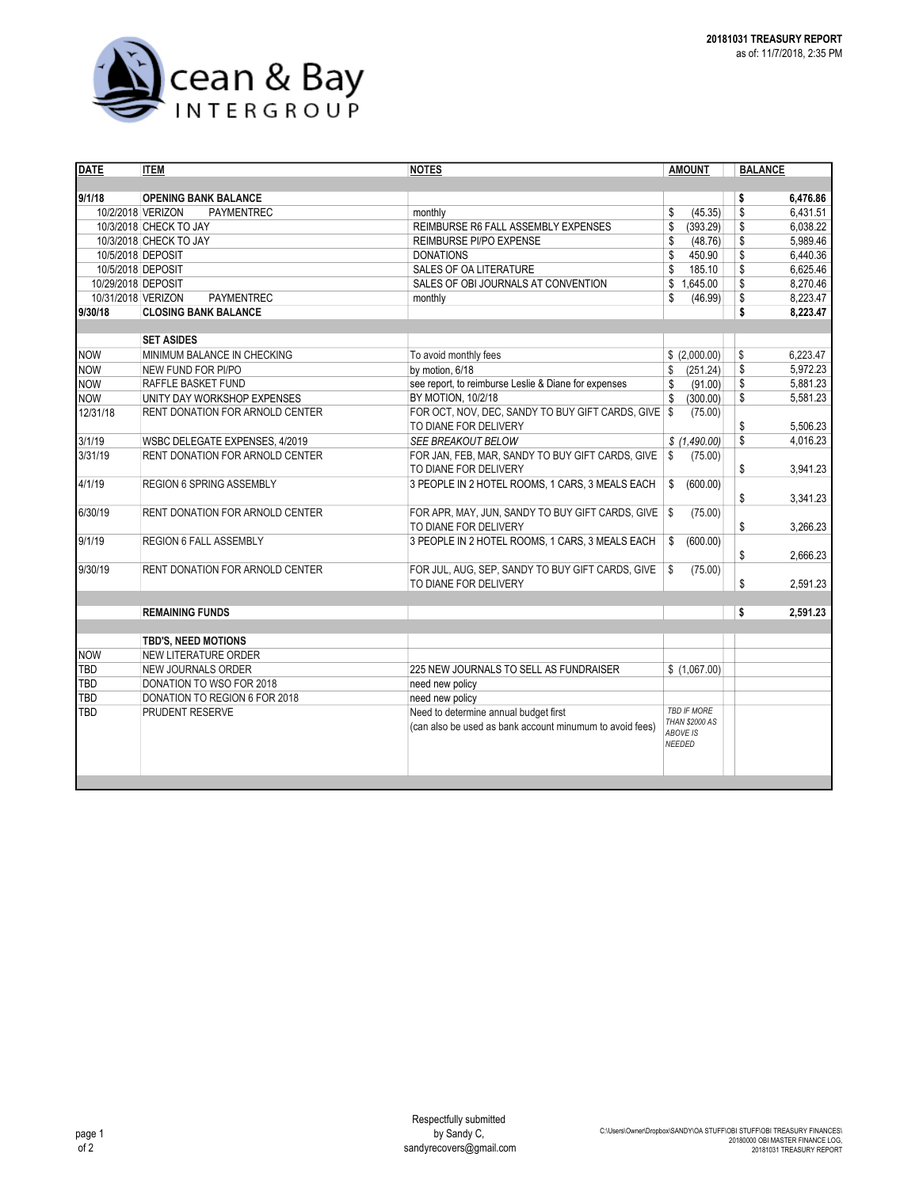Ocean & Bay INTERGROUP

**20181031 TREASURY REPORT**
as of: 11/7/2018, 2:35 PM

| DATE | ITEM | NOTES | AMOUNT | BALANCE |
|---|---|---|---|---|
| **9/1/18** | **OPENING BANK BALANCE** | | | **$ 6,476.86** |
| 10/2/2018 | VERIZON PAYMENTREC | monthly | $ (45.35) | $ 6,431.51 |
| 10/3/2018 | CHECK TO JAY | REIMBURSE R6 FALL ASSEMBLY EXPENSES | $ (393.29) | $ 6,038.22 |
| 10/3/2018 | CHECK TO JAY | REIMBURSE PI/PO EXPENSE | $ (48.76) | $ 5,989.46 |
| 10/5/2018 | DEPOSIT | DONATIONS | $ 450.90 | $ 6,440.36 |
| 10/5/2018 | DEPOSIT | SALES OF OA LITERATURE | $ 185.10 | $ 6,625.46 |
| 10/29/2018 | DEPOSIT | SALES OF OBI JOURNALS AT CONVENTION | $ 1,645.00 | $ 8,270.46 |
| 10/31/2018 | VERIZON PAYMENTREC | monthly | $ (46.99) | $ 8,223.47 |
| **9/30/18** | **CLOSING BANK BALANCE** | | | **$ 8,223.47** |
| | **SET ASIDES** | | | |
| NOW | MINIMUM BALANCE IN CHECKING | To avoid monthly fees | $ (2,000.00) | $ 6,223.47 |
| NOW | NEW FUND FOR PI/PO | by motion, 6/18 | $ (251.24) | $ 5,972.23 |
| NOW | RAFFLE BASKET FUND | see report, to reimburse Leslie & Diane for expenses | $ (91.00) | $ 5,881.23 |
| NOW | UNITY DAY WORKSHOP EXPENSES | BY MOTION, 10/2/18 | $ (300.00) | $ 5,581.23 |
| 12/31/18 | RENT DONATION FOR ARNOLD CENTER | FOR OCT, NOV, DEC, SANDY TO BUY GIFT CARDS, GIVE TO DIANE FOR DELIVERY | $ (75.00) | $ 5,506.23 |
| 3/1/19 | WSBC DELEGATE EXPENSES, 4/2019 | *SEE BREAKOUT BELOW* | *$ (1,490.00)* | $ 4,016.23 |
| 3/31/19 | RENT DONATION FOR ARNOLD CENTER | FOR JAN, FEB, MAR, SANDY TO BUY GIFT CARDS, GIVE TO DIANE FOR DELIVERY | $ (75.00) | $ 3,941.23 |
| 4/1/19 | REGION 6 SPRING ASSEMBLY | 3 PEOPLE IN 2 HOTEL ROOMS, 1 CARS, 3 MEALS EACH | $ (600.00) | $ 3,341.23 |
| 6/30/19 | RENT DONATION FOR ARNOLD CENTER | FOR APR, MAY, JUN, SANDY TO BUY GIFT CARDS, GIVE TO DIANE FOR DELIVERY | $ (75.00) | $ 3,266.23 |
| 9/1/19 | REGION 6 FALL ASSEMBLY | 3 PEOPLE IN 2 HOTEL ROOMS, 1 CARS, 3 MEALS EACH | $ (600.00) | $ 2,666.23 |
| 9/30/19 | RENT DONATION FOR ARNOLD CENTER | FOR JUL, AUG, SEP, SANDY TO BUY GIFT CARDS, GIVE TO DIANE FOR DELIVERY | $ (75.00) | $ 2,591.23 |
| | **REMAINING FUNDS** | | | **$ 2,591.23** |
| | **TBD'S, NEED MOTIONS** | | | |
| NOW | NEW LITERATURE ORDER | | | |
| TBD | NEW JOURNALS ORDER | 225 NEW JOURNALS TO SELL AS FUNDRAISER | $ (1,067.00) | |
| TBD | DONATION TO WSO FOR 2018 | need new policy | | |
| TBD | DONATION TO REGION 6 FOR 2018 | need new policy | | |
| TBD | PRUDENT RESERVE | Need to determine annual budget first (can also be used as bank account minumum to avoid fees) | *TBD IF MORE THAN $2000 AS ABOVE IS NEEDED* | |

Respectfully submitted
by Sandy C,
sandyrecovers@gmail.com

C:\Users\Owner\Dropbox\SANDY\OA STUFF\OBI STUFF\OBI TREASURY FINANCES\20180000 OBI MASTER FINANCE LOG, 20181031 TREASURY REPORT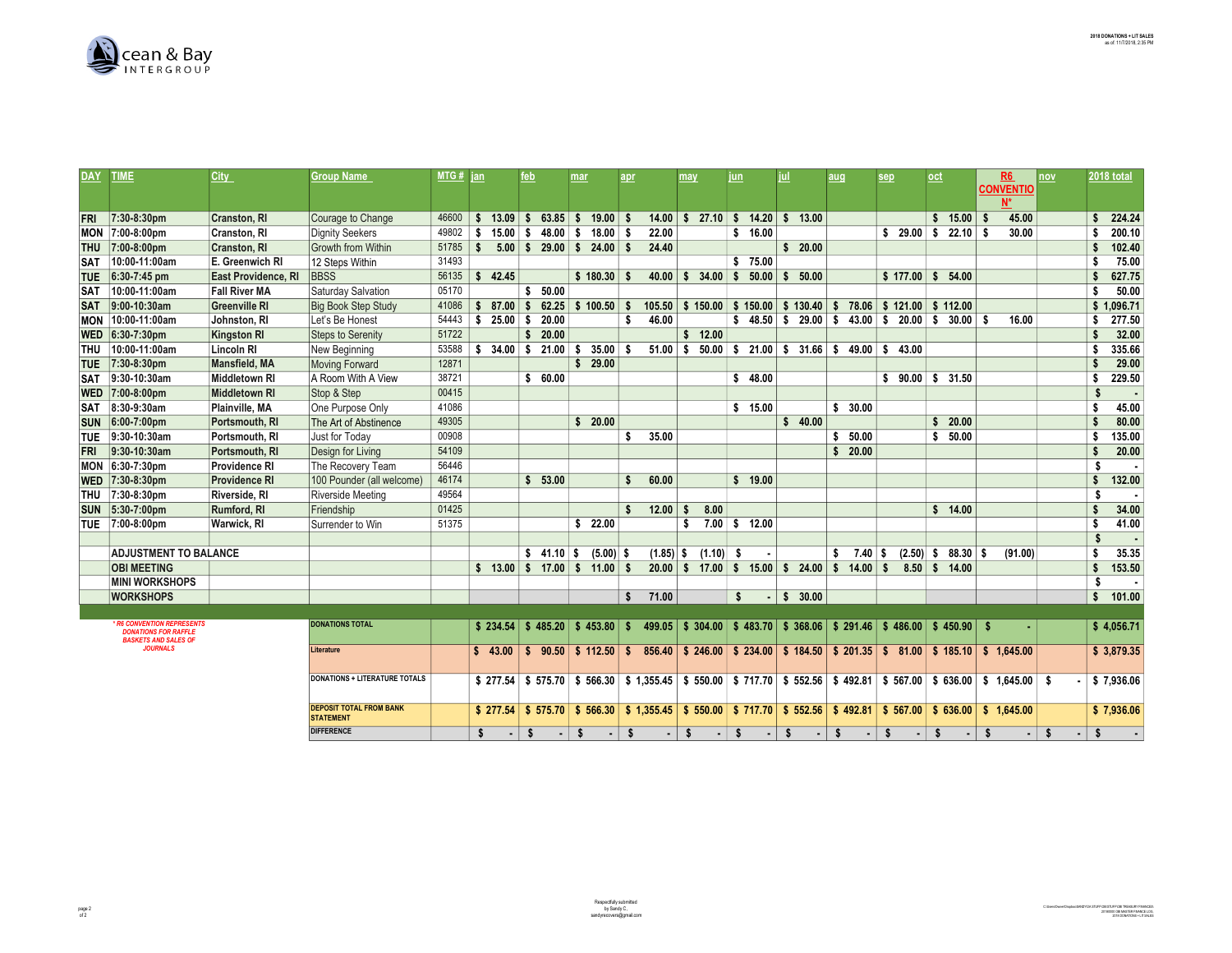# Ocean & Bay INTERGROUP

**2018 DONATIONS + LIT SALES**
as of 11/7/2018, 2:35 PM

| DAY | TIME | City | Group Name | MTG # | jan | feb | mar | apr | may | jun | jul | aug | sep | oct | R6 CONVENTION* | nov | 2018 total |
|---|---|---|---|---|---|---|---|---|---|---|---|---|---|---|---|---|---|
| FRI | 7:30-8:30pm | Cranston, RI | Courage to Change | 46600 | $ 13.09 | $ 63.85 | $ 19.00 | $ 14.00 | $ 27.10 | $ 14.20 | $ 13.00 | | | $ 15.00 | $ 45.00 | | $ 224.24 |
| MON | 7:00-8:00pm | Cranston, RI | Dignity Seekers | 49802 | $ 15.00 | $ 48.00 | $ 18.00 | $ 22.00 | | $ 16.00 | | | $ 29.00 | $ 22.10 | $ 30.00 | | $ 200.10 |
| THU | 7:00-8:00pm | Cranston, RI | Growth from Within | 51785 | $ 5.00 | $ 29.00 | $ 24.00 | $ 24.40 | | | $ 20.00 | | | | | | $ 102.40 |
| SAT | 10:00-11:00am | E. Greenwich RI | 12 Steps Within | 31493 | | | | | | $ 75.00 | | | | | | | $ 75.00 |
| TUE | 6:30-7:45 pm | East Providence, RI | BBSS | 56135 | $ 42.45 | | $ 180.30 | $ 40.00 | $ 34.00 | $ 50.00 | $ 50.00 | | $ 177.00 | $ 54.00 | | | $ 627.75 |
| SAT | 10:00-11:00am | Fall River MA | Saturday Salvation | 05170 | | $ 50.00 | | | | | | | | | | | $ 50.00 |
| SAT | 9:00-10:30am | Greenville RI | Big Book Step Study | 41086 | $ 87.00 | $ 62.25 | $ 100.50 | $ 105.50 | $ 150.00 | $ 150.00 | $ 130.40 | $ 78.06 | $ 121.00 | $ 112.00 | | | $ 1,096.71 |
| MON | 10:00-11:00am | Johnston, RI | Let's Be Honest | 54443 | $ 25.00 | $ 20.00 | | $ 46.00 | | $ 48.50 | $ 29.00 | $ 43.00 | $ 20.00 | $ 30.00 | $ 16.00 | | $ 277.50 |
| WED | 6:30-7:30pm | Kingston RI | Steps to Serenity | 51722 | | $ 20.00 | | | $ 12.00 | | | | | | | | $ 32.00 |
| THU | 10:00-11:00am | Lincoln RI | New Beginning | 53588 | $ 34.00 | $ 21.00 | $ 35.00 | $ 51.00 | $ 50.00 | $ 21.00 | $ 31.66 | $ 49.00 | $ 43.00 | | | | $ 335.66 |
| TUE | 7:30-8:30pm | Mansfield, MA | Moving Forward | 12871 | | | $ 29.00 | | | | | | | | | | $ 29.00 |
| SAT | 9:30-10:30am | Middletown RI | A Room With A View | 38721 | | $ 60.00 | | | | $ 48.00 | | | $ 90.00 | $ 31.50 | | | $ 229.50 |
| WED | 7:00-8:00pm | Middletown RI | Stop & Step | 00415 | | | | | | | | | | | | | $ - |
| SAT | 8:30-9:30am | Plainville, MA | One Purpose Only | 41086 | | | | | | $ 15.00 | | $ 30.00 | | | | | $ 45.00 |
| SUN | 6:00-7:00pm | Portsmouth, RI | The Art of Abstinence | 49305 | | | $ 20.00 | | | | $ 40.00 | | | $ 20.00 | | | $ 80.00 |
| TUE | 9:30-10:30am | Portsmouth, RI | Just for Today | 00908 | | | | $ 35.00 | | | | $ 50.00 | | $ 50.00 | | | $ 135.00 |
| FRI | 9:30-10:30am | Portsmouth, RI | Design for Living | 54109 | | | | | | | | $ 20.00 | | | | | $ 20.00 |
| MON | 6:30-7:30pm | Providence RI | The Recovery Team | 56446 | | | | | | | | | | | | | $ - |
| WED | 7:30-8:30pm | Providence RI | 100 Pounder (all welcome) | 46174 | | $ 53.00 | | $ 60.00 | | $ 19.00 | | | | | | | $ 132.00 |
| THU | 7:30-8:30pm | Riverside, RI | Riverside Meeting | 49564 | | | | | | | | | | | | | $ - |
| SUN | 5:30-7:00pm | Rumford, RI | Friendship | 01425 | | | | $ 12.00 | $ 8.00 | | | | | $ 14.00 | | | $ 34.00 |
| TUE | 7:00-8:00pm | Warwick, RI | Surrender to Win | 51375 | | | $ 22.00 | | $ 7.00 | $ 12.00 | | | | | | | $ 41.00 |
| | | | | | | | | | | | | | | | | | $ - |
| | ADJUSTMENT TO BALANCE | | | | | $ 41.10 | $ (5.00) | $ (1.85) | $ (1.10) | $ - | | $ 7.40 | $ (2.50) | $ 88.30 | $ (91.00) | | $ 35.35 |
| | OBI MEETING | | | | $ 13.00 | $ 17.00 | $ 11.00 | $ 20.00 | $ 17.00 | $ 15.00 | $ 24.00 | $ 14.00 | $ 8.50 | $ 14.00 | | | $ 153.50 |
| | MINI WORKSHOPS | | | | | | | | | | | | | | | | $ - |
| | WORKSHOPS | | | | | | | $ 71.00 | | $ - | $ 30.00 | | | | | | $ 101.00 |
| | | | DONATIONS TOTAL | | $ 234.54 | $ 485.20 | $ 453.80 | $ 499.05 | $ 304.00 | $ 483.70 | $ 368.06 | $ 291.46 | $ 486.00 | $ 450.90 | $ - | | $ 4,056.71 |
| | | | Literature | | $ 43.00 | $ 90.50 | $ 112.50 | $ 856.40 | $ 246.00 | $ 234.00 | $ 184.50 | $ 201.35 | $ 81.00 | $ 185.10 | $ 1,645.00 | | $ 3,879.35 |
| | | | DONATIONS + LITERATURE TOTALS | | $ 277.54 | $ 575.70 | $ 566.30 | $ 1,355.45 | $ 550.00 | $ 717.70 | $ 552.56 | $ 492.81 | $ 567.00 | $ 636.00 | $ 1,645.00 | $ - | $ 7,936.06 |
| | | | DEPOSIT TOTAL FROM BANK STATEMENT | | $ 277.54 | $ 575.70 | $ 566.30 | $ 1,355.45 | $ 550.00 | $ 717.70 | $ 552.56 | $ 492.81 | $ 567.00 | $ 636.00 | $ 1,645.00 | | $ 7,936.06 |
| | | | DIFFERENCE | | $ - | $ - | $ - | $ - | $ - | $ - | $ - | $ - | $ - | $ - | $ - | $ - | $ - |

*\* R6 CONVENTION REPRESENTS DONATIONS FOR RAFFLE BASKETS AND SALES OF JOURNALS*

Respectfully submitted
by Sandy C.
sandyrecovers@gmail.com